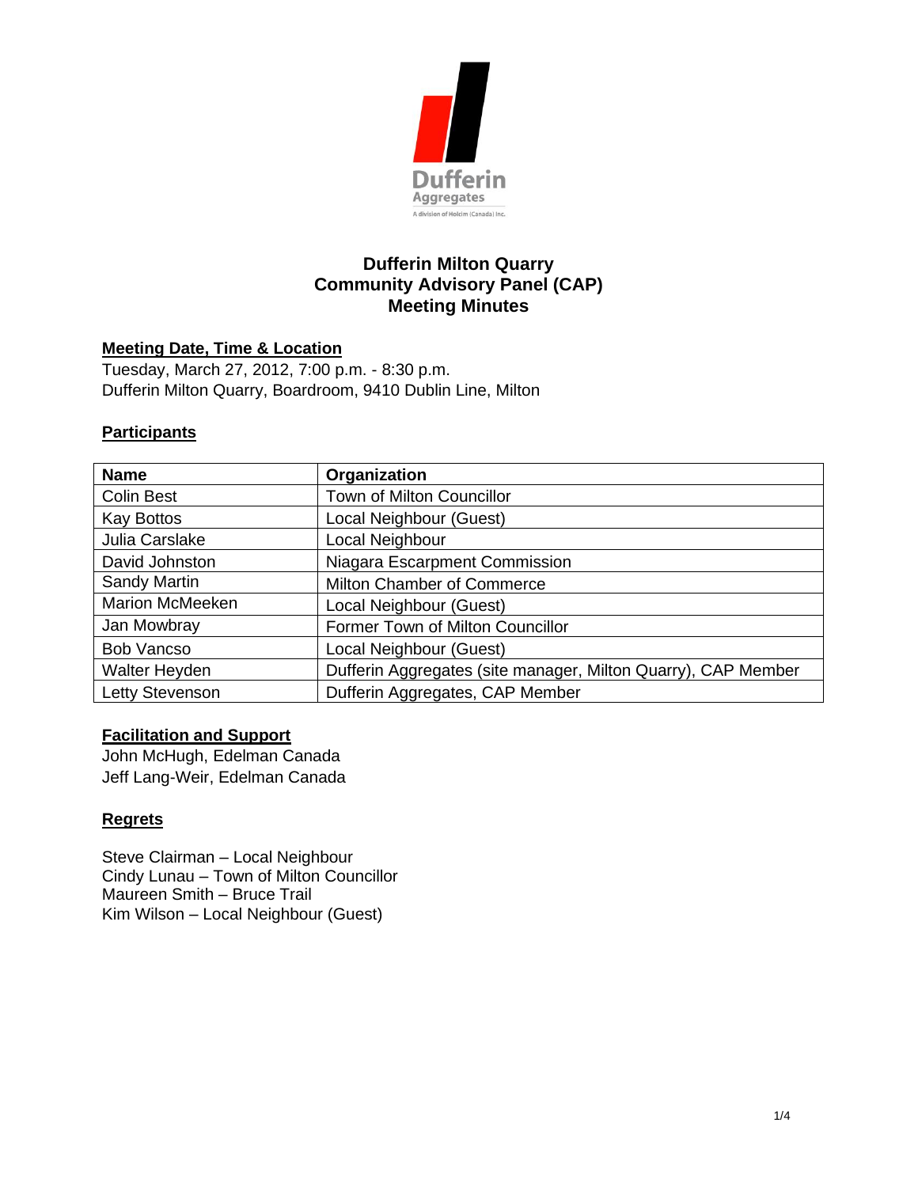# Dufferin Milton Quarry
# Community Advisory Panel (CAP)
# Meeting Minutes

## Meeting Date, Time & Location

Tuesday, March 27, 2012, 7:00 p.m. - 8:30 p.m.
Dufferin Milton Quarry, Boardroom, 9410 Dublin Line, Milton

## Participants

| Name | Organization |
|---|---|
| Colin Best | Town of Milton Councillor |
| Kay Bottos | Local Neighbour (Guest) |
| Julia Carslake | Local Neighbour |
| David Johnston | Niagara Escarpment Commission |
| Sandy Martin | Milton Chamber of Commerce |
| Marion McMeeken | Local Neighbour (Guest) |
| Jan Mowbray | Former Town of Milton Councillor |
| Bob Vancso | Local Neighbour (Guest) |
| Walter Heyden | Dufferin Aggregates (site manager, Milton Quarry), CAP Member |
| Letty Stevenson | Dufferin Aggregates, CAP Member |

## Facilitation and Support

John McHugh, Edelman Canada
Jeff Lang-Weir, Edelman Canada

## Regrets

Steve Clairman – Local Neighbour
Cindy Lunau – Town of Milton Councillor
Maureen Smith – Bruce Trail
Kim Wilson – Local Neighbour (Guest)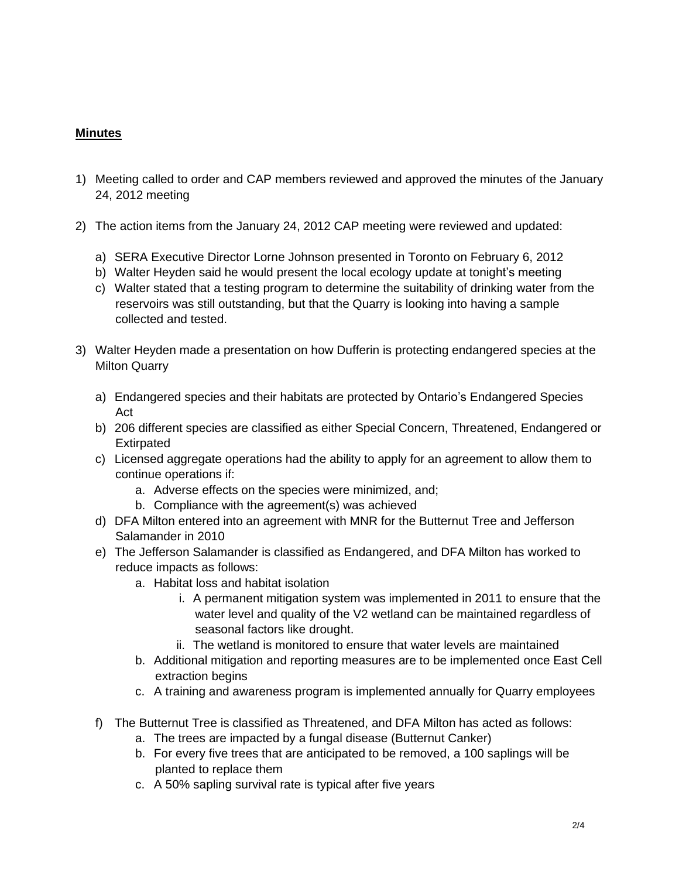**Minutes**

1) Meeting called to order and CAP members reviewed and approved the minutes of the January 24, 2012 meeting

2) The action items from the January 24, 2012 CAP meeting were reviewed and updated:

    a) SERA Executive Director Lorne Johnson presented in Toronto on February 6, 2012
    b) Walter Heyden said he would present the local ecology update at tonight's meeting
    c) Walter stated that a testing program to determine the suitability of drinking water from the reservoirs was still outstanding, but that the Quarry is looking into having a sample collected and tested.

3) Walter Heyden made a presentation on how Dufferin is protecting endangered species at the Milton Quarry

    a) Endangered species and their habitats are protected by Ontario's Endangered Species Act
    b) 206 different species are classified as either Special Concern, Threatened, Endangered or Extirpated
    c) Licensed aggregate operations had the ability to apply for an agreement to allow them to continue operations if:
        a. Adverse effects on the species were minimized, and;
        b. Compliance with the agreement(s) was achieved
    d) DFA Milton entered into an agreement with MNR for the Butternut Tree and Jefferson Salamander in 2010
    e) The Jefferson Salamander is classified as Endangered, and DFA Milton has worked to reduce impacts as follows:
        a. Habitat loss and habitat isolation
            i. A permanent mitigation system was implemented in 2011 to ensure that the water level and quality of the V2 wetland can be maintained regardless of seasonal factors like drought.
            ii. The wetland is monitored to ensure that water levels are maintained
        b. Additional mitigation and reporting measures are to be implemented once East Cell extraction begins
        c. A training and awareness program is implemented annually for Quarry employees

    f) The Butternut Tree is classified as Threatened, and DFA Milton has acted as follows:
        a. The trees are impacted by a fungal disease (Butternut Canker)
        b. For every five trees that are anticipated to be removed, a 100 saplings will be planted to replace them
        c. A 50% sapling survival rate is typical after five years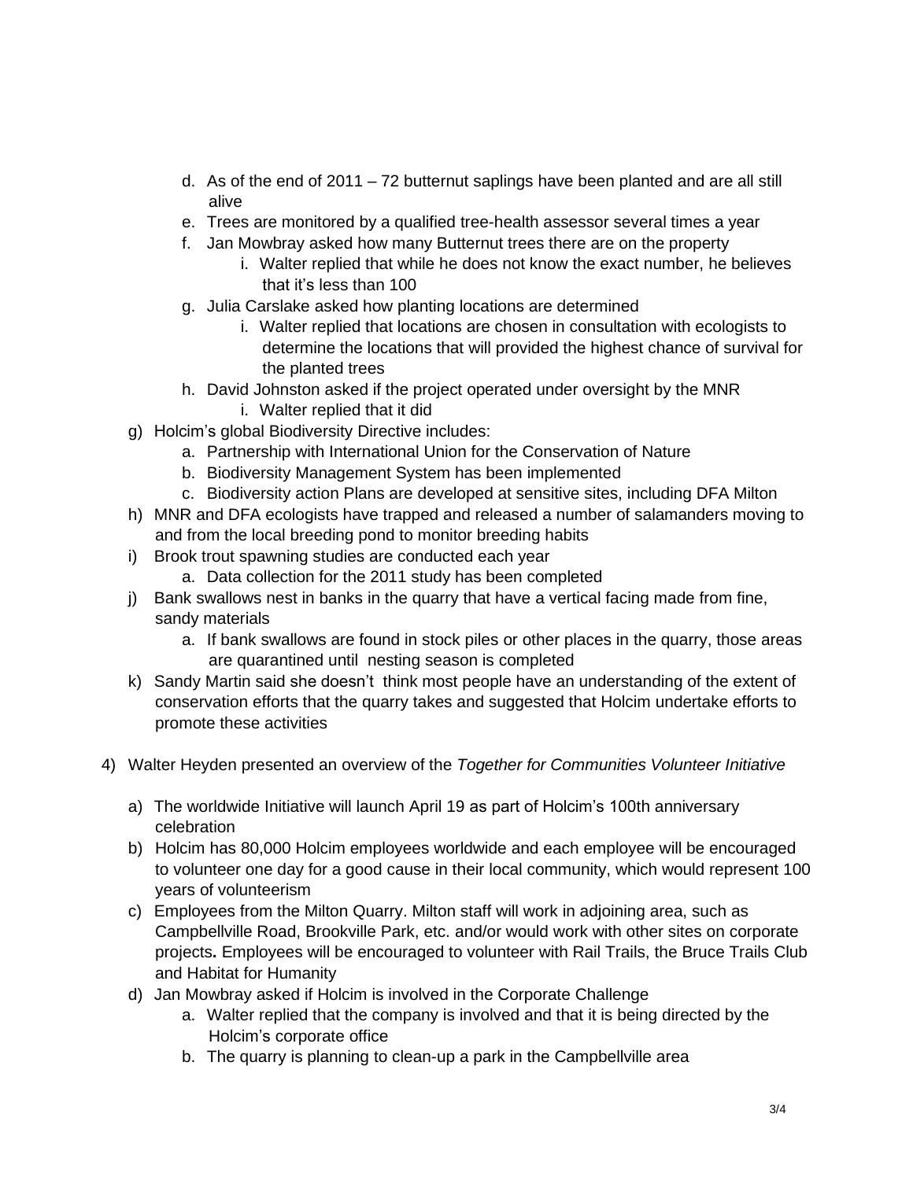d. As of the end of 2011 – 72 butternut saplings have been planted and are all still alive
   e. Trees are monitored by a qualified tree-health assessor several times a year
   f. Jan Mowbray asked how many Butternut trees there are on the property
      i. Walter replied that while he does not know the exact number, he believes that it's less than 100
   g. Julia Carslake asked how planting locations are determined
      i. Walter replied that locations are chosen in consultation with ecologists to determine the locations that will provided the highest chance of survival for the planted trees
   h. David Johnston asked if the project operated under oversight by the MNR
      i. Walter replied that it did

g) Holcim's global Biodiversity Directive includes:
   a. Partnership with International Union for the Conservation of Nature
   b. Biodiversity Management System has been implemented
   c. Biodiversity action Plans are developed at sensitive sites, including DFA Milton

h) MNR and DFA ecologists have trapped and released a number of salamanders moving to and from the local breeding pond to monitor breeding habits

i) Brook trout spawning studies are conducted each year
   a. Data collection for the 2011 study has been completed

j) Bank swallows nest in banks in the quarry that have a vertical facing made from fine, sandy materials
   a. If bank swallows are found in stock piles or other places in the quarry, those areas are quarantined until nesting season is completed

k) Sandy Martin said she doesn't think most people have an understanding of the extent of conservation efforts that the quarry takes and suggested that Holcim undertake efforts to promote these activities

4) Walter Heyden presented an overview of the *Together for Communities Volunteer Initiative*

   a) The worldwide Initiative will launch April 19 as part of Holcim's 100th anniversary celebration
   b) Holcim has 80,000 Holcim employees worldwide and each employee will be encouraged to volunteer one day for a good cause in their local community, which would represent 100 years of volunteerism
   c) Employees from the Milton Quarry. Milton staff will work in adjoining area, such as Campbellville Road, Brookville Park, etc. and/or would work with other sites on corporate projects**.** Employees will be encouraged to volunteer with Rail Trails, the Bruce Trails Club and Habitat for Humanity
   d) Jan Mowbray asked if Holcim is involved in the Corporate Challenge
      a. Walter replied that the company is involved and that it is being directed by the Holcim's corporate office
      b. The quarry is planning to clean-up a park in the Campbellville area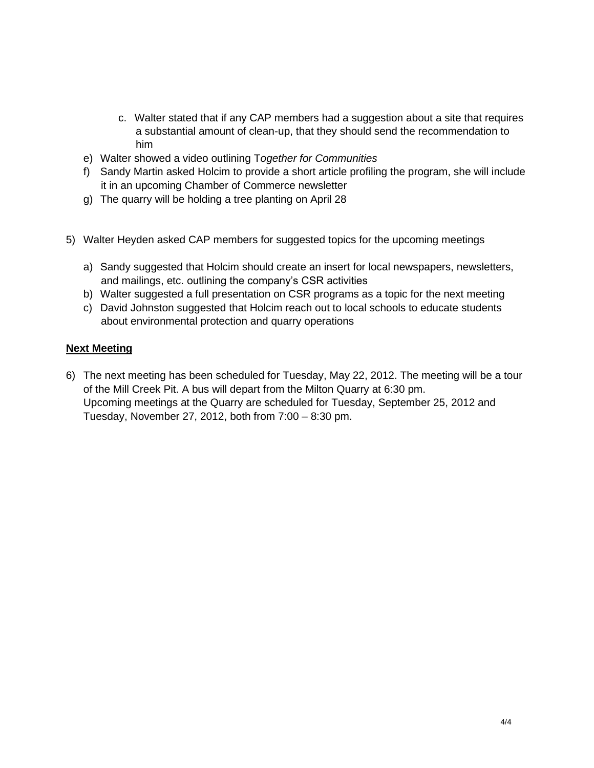c. Walter stated that if any CAP members had a suggestion about a site that requires a substantial amount of clean-up, that they should send the recommendation to him

   e) Walter showed a video outlining T*ogether for Communities*
   f) Sandy Martin asked Holcim to provide a short article profiling the program, she will include it in an upcoming Chamber of Commerce newsletter
   g) The quarry will be holding a tree planting on April 28

5) Walter Heyden asked CAP members for suggested topics for the upcoming meetings

   a) Sandy suggested that Holcim should create an insert for local newspapers, newsletters, and mailings, etc. outlining the company's CSR activities
   b) Walter suggested a full presentation on CSR programs as a topic for the next meeting
   c) David Johnston suggested that Holcim reach out to local schools to educate students about environmental protection and quarry operations

**Next Meeting**

6) The next meeting has been scheduled for Tuesday, May 22, 2012. The meeting will be a tour of the Mill Creek Pit. A bus will depart from the Milton Quarry at 6:30 pm.
   Upcoming meetings at the Quarry are scheduled for Tuesday, September 25, 2012 and Tuesday, November 27, 2012, both from 7:00 – 8:30 pm.